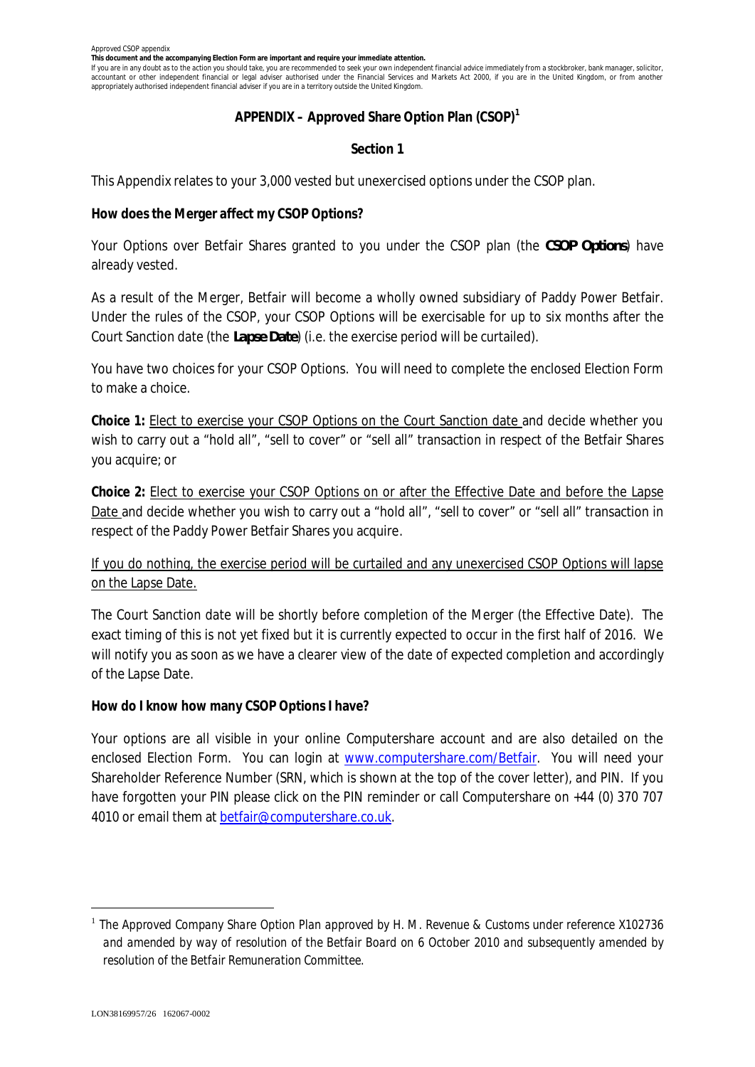Approved CSOP appendix

**This document and the accompanying Election Form are important and require your immediate attention.**

If you are in any doubt as to the action you should take, you are recommended to seek your own independent financial advice immediately from a stockbroker, bank manager, solicitor, accountant or other independent financial or legal adviser authorised under the Financial Services and Markets Act 2000, if you are in the United Kingdom, or from another appropriately authorised independent financial adviser if you are in a territory outside the United Kingdom.

## APPENDIX – Approved Share Option Plan (CSOP)[1]

### Section 1

This Appendix relates to your 3,000 vested but unexercised options under the CSOP plan.

**How does the Merger affect my CSOP Options?**

Your Options over Betfair Shares granted to you under the CSOP plan (the **CSOP Options**) have already vested.

As a result of the Merger, Betfair will become a wholly owned subsidiary of Paddy Power Betfair. Under the rules of the CSOP, your CSOP Options will be exercisable for up to six months after the Court Sanction date (the **Lapse Date**) (i.e. the exercise period will be curtailed).

You have two choices for your CSOP Options. You will need to complete the enclosed Election Form to make a choice.

**Choice 1:** Elect to exercise your CSOP Options on the Court Sanction date and decide whether you wish to carry out a "hold all", "sell to cover" or "sell all" transaction in respect of the Betfair Shares you acquire; or

**Choice 2:** Elect to exercise your CSOP Options on or after the Effective Date and before the Lapse Date and decide whether you wish to carry out a "hold all", "sell to cover" or "sell all" transaction in respect of the Paddy Power Betfair Shares you acquire.

If you do nothing, the exercise period will be curtailed and any unexercised CSOP Options will lapse on the Lapse Date.

The Court Sanction date will be shortly before completion of the Merger (the Effective Date). The exact timing of this is not yet fixed but it is currently expected to occur in the first half of 2016. We will notify you as soon as we have a clearer view of the date of expected completion and accordingly of the Lapse Date.

**How do I know how many CSOP Options I have?**

Your options are all visible in your online Computershare account and are also detailed on the enclosed Election Form. You can login at www.computershare.com/Betfair. You will need your Shareholder Reference Number (SRN, which is shown at the top of the cover letter), and PIN. If you have forgotten your PIN please click on the PIN reminder or call Computershare on +44 (0) 370 707 4010 or email them at betfair@computershare.co.uk.

---

[1] *The Approved Company Share Option Plan approved by H. M. Revenue & Customs under reference X102736 and amended by way of resolution of the Betfair Board on 6 October 2010 and subsequently amended by resolution of the Betfair Remuneration Committee.*

LON38169957/26 162067-0002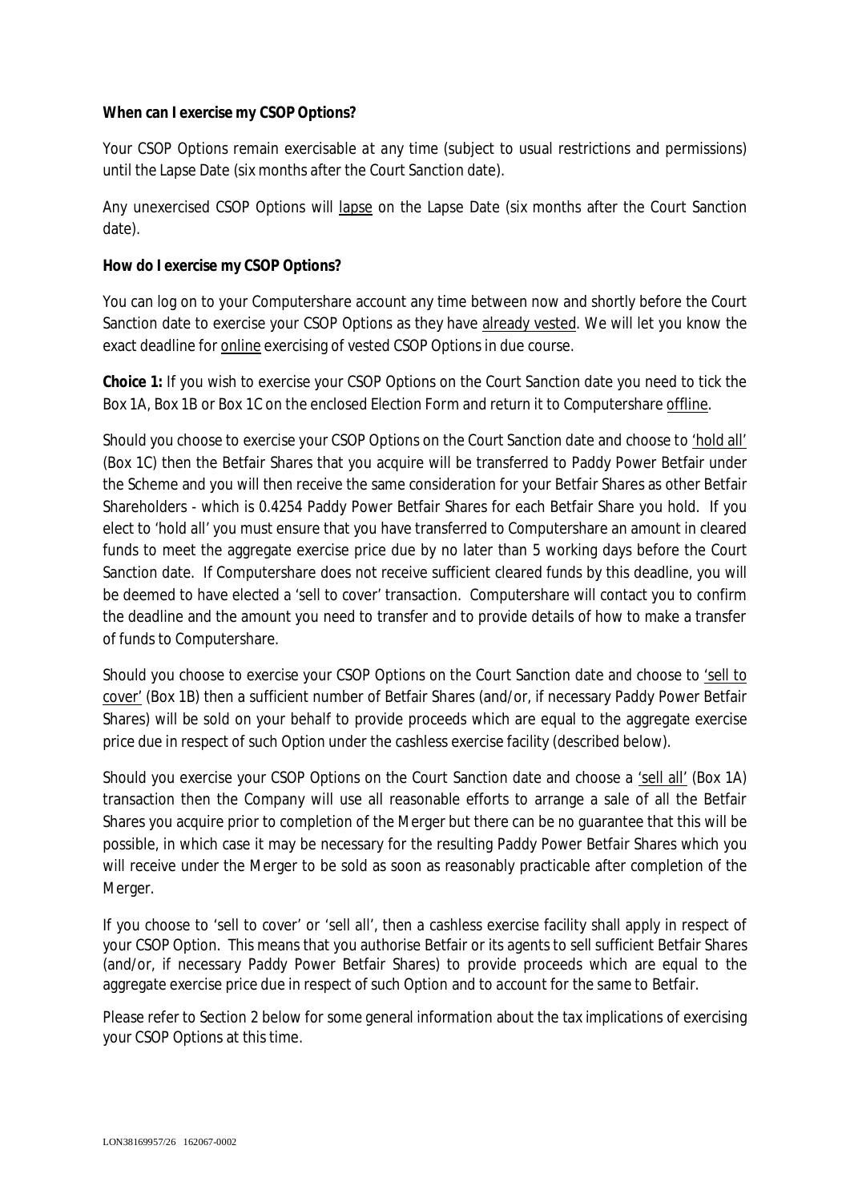**When can I exercise my CSOP Options?**

Your CSOP Options remain exercisable at any time (subject to usual restrictions and permissions) until the Lapse Date (six months after the Court Sanction date).

Any unexercised CSOP Options will lapse on the Lapse Date (six months after the Court Sanction date).

**How do I exercise my CSOP Options?**

You can log on to your Computershare account any time between now and shortly before the Court Sanction date to exercise your CSOP Options as they have already vested. We will let you know the exact deadline for online exercising of vested CSOP Options in due course.

**Choice 1:** If you wish to exercise your CSOP Options on the Court Sanction date you need to tick the Box 1A, Box 1B or Box 1C on the enclosed Election Form and return it to Computershare offline.

Should you choose to exercise your CSOP Options on the Court Sanction date and choose to 'hold all' (Box 1C) then the Betfair Shares that you acquire will be transferred to Paddy Power Betfair under the Scheme and you will then receive the same consideration for your Betfair Shares as other Betfair Shareholders - which is 0.4254 Paddy Power Betfair Shares for each Betfair Share you hold. If you elect to 'hold all' you must ensure that you have transferred to Computershare an amount in cleared funds to meet the aggregate exercise price due by no later than 5 working days before the Court Sanction date. If Computershare does not receive sufficient cleared funds by this deadline, you will be deemed to have elected a 'sell to cover' transaction. Computershare will contact you to confirm the deadline and the amount you need to transfer and to provide details of how to make a transfer of funds to Computershare.

Should you choose to exercise your CSOP Options on the Court Sanction date and choose to 'sell to cover' (Box 1B) then a sufficient number of Betfair Shares (and/or, if necessary Paddy Power Betfair Shares) will be sold on your behalf to provide proceeds which are equal to the aggregate exercise price due in respect of such Option under the cashless exercise facility (described below).

Should you exercise your CSOP Options on the Court Sanction date and choose a 'sell all' (Box 1A) transaction then the Company will use all reasonable efforts to arrange a sale of all the Betfair Shares you acquire prior to completion of the Merger but there can be no guarantee that this will be possible, in which case it may be necessary for the resulting Paddy Power Betfair Shares which you will receive under the Merger to be sold as soon as reasonably practicable after completion of the Merger.

If you choose to 'sell to cover' or 'sell all', then a cashless exercise facility shall apply in respect of your CSOP Option. This means that you authorise Betfair or its agents to sell sufficient Betfair Shares (and/or, if necessary Paddy Power Betfair Shares) to provide proceeds which are equal to the aggregate exercise price due in respect of such Option and to account for the same to Betfair.

Please refer to Section 2 below for some general information about the tax implications of exercising your CSOP Options at this time.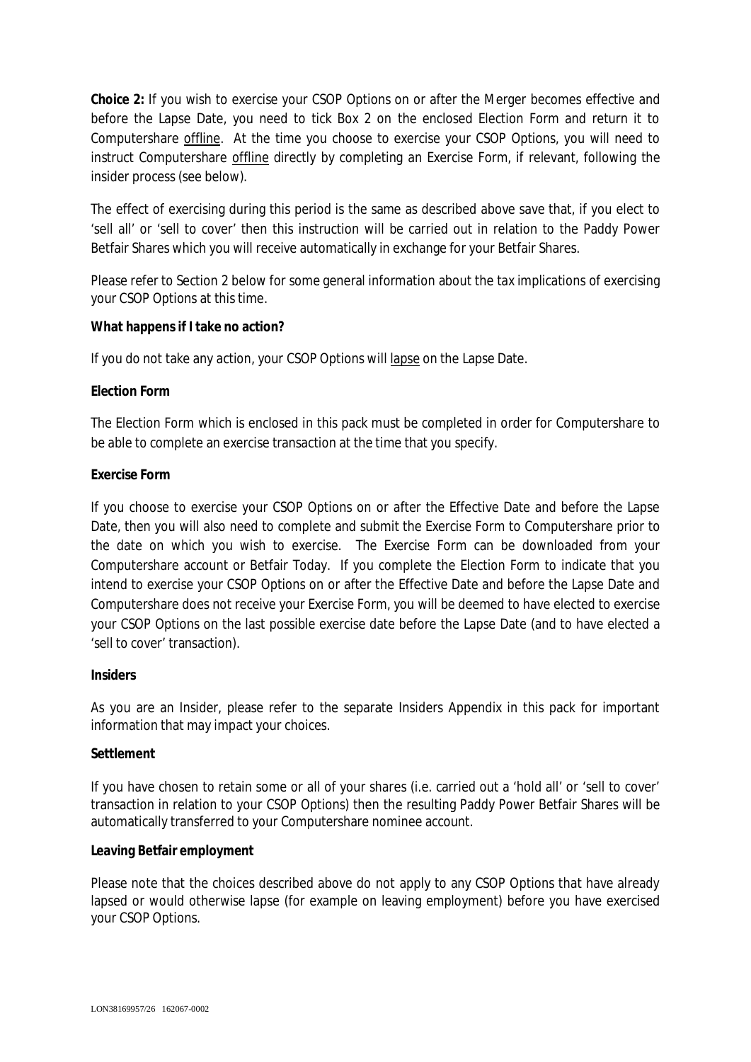**Choice 2:** If you wish to exercise your CSOP Options on or after the Merger becomes effective and before the Lapse Date, you need to tick Box 2 on the enclosed Election Form and return it to Computershare offline. At the time you choose to exercise your CSOP Options, you will need to instruct Computershare offline directly by completing an Exercise Form, if relevant, following the insider process (see below).

The effect of exercising during this period is the same as described above save that, if you elect to 'sell all' or 'sell to cover' then this instruction will be carried out in relation to the Paddy Power Betfair Shares which you will receive automatically in exchange for your Betfair Shares.

Please refer to Section 2 below for some general information about the tax implications of exercising your CSOP Options at this time.

**What happens if I take no action?**

If you do not take any action, your CSOP Options will lapse on the Lapse Date.

**Election Form**

The Election Form which is enclosed in this pack must be completed in order for Computershare to be able to complete an exercise transaction at the time that you specify.

**Exercise Form**

If you choose to exercise your CSOP Options on or after the Effective Date and before the Lapse Date, then you will also need to complete and submit the Exercise Form to Computershare prior to the date on which you wish to exercise. The Exercise Form can be downloaded from your Computershare account or Betfair Today. If you complete the Election Form to indicate that you intend to exercise your CSOP Options on or after the Effective Date and before the Lapse Date and Computershare does not receive your Exercise Form, you will be deemed to have elected to exercise your CSOP Options on the last possible exercise date before the Lapse Date (and to have elected a 'sell to cover' transaction).

**Insiders**

As you are an Insider, please refer to the separate Insiders Appendix in this pack for important information that may impact your choices.

**Settlement**

If you have chosen to retain some or all of your shares (i.e. carried out a 'hold all' or 'sell to cover' transaction in relation to your CSOP Options) then the resulting Paddy Power Betfair Shares will be automatically transferred to your Computershare nominee account.

**Leaving Betfair employment**

Please note that the choices described above do not apply to any CSOP Options that have already lapsed or would otherwise lapse (for example on leaving employment) before you have exercised your CSOP Options.

LON38169957/26 162067-0002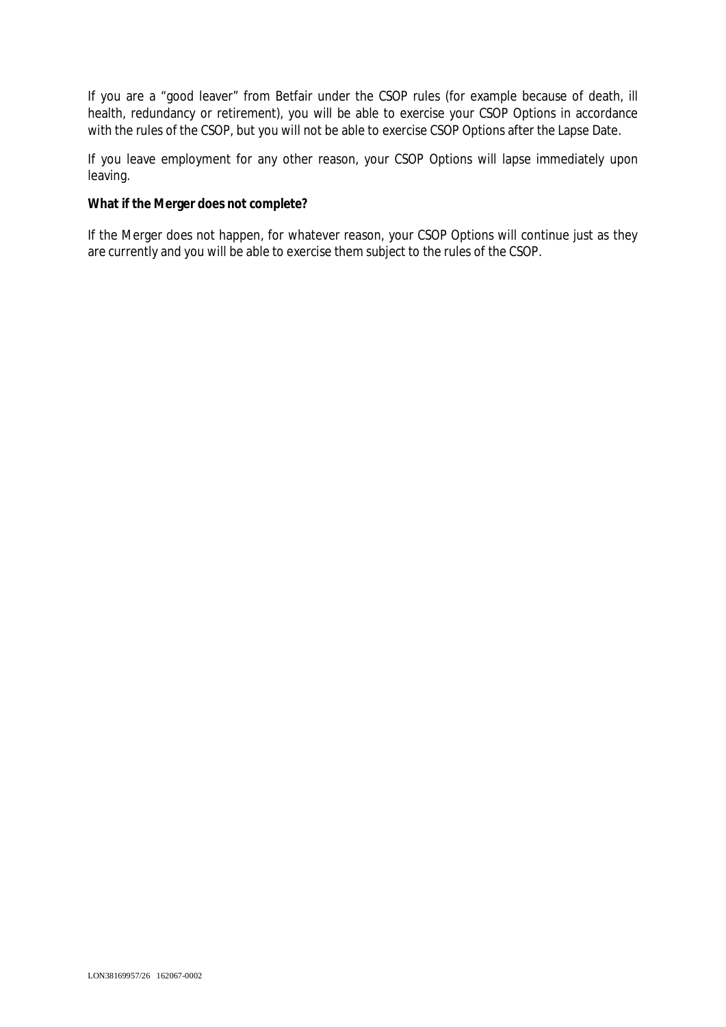If you are a "good leaver" from Betfair under the CSOP rules (for example because of death, ill health, redundancy or retirement), you will be able to exercise your CSOP Options in accordance with the rules of the CSOP, but you will not be able to exercise CSOP Options after the Lapse Date.

If you leave employment for any other reason, your CSOP Options will lapse immediately upon leaving.

**What if the Merger does not complete?**

If the Merger does not happen, for whatever reason, your CSOP Options will continue just as they are currently and you will be able to exercise them subject to the rules of the CSOP.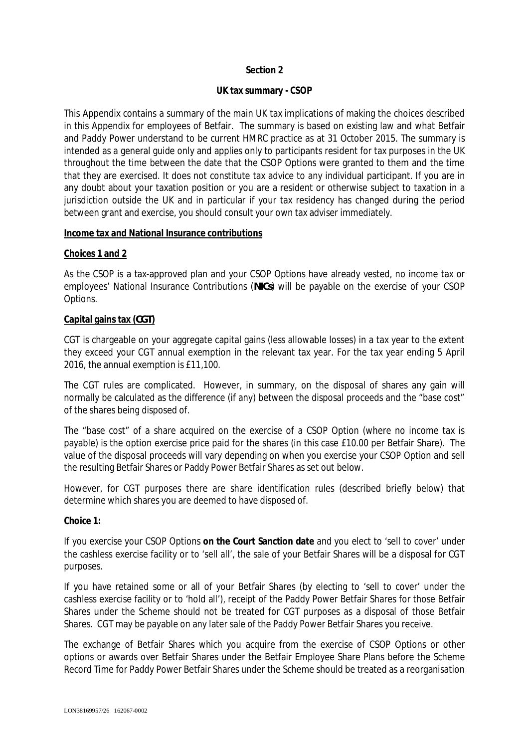**Section 2**

**UK tax summary - CSOP**

This Appendix contains a summary of the main UK tax implications of making the choices described in this Appendix for employees of Betfair. The summary is based on existing law and what Betfair and Paddy Power understand to be current HMRC practice as at 31 October 2015. The summary is intended as a general guide only and applies only to participants resident for tax purposes in the UK throughout the time between the date that the CSOP Options were granted to them and the time that they are exercised. It does not constitute tax advice to any individual participant. If you are in any doubt about your taxation position or you are a resident or otherwise subject to taxation in a jurisdiction outside the UK and in particular if your tax residency has changed during the period between grant and exercise, you should consult your own tax adviser immediately.

**Income tax and National Insurance contributions**

**Choices 1 and 2**

As the CSOP is a tax-approved plan and your CSOP Options have already vested, no income tax or employees' National Insurance Contributions (**NICs**) will be payable on the exercise of your CSOP Options.

**Capital gains tax (CGT)**

CGT is chargeable on your aggregate capital gains (less allowable losses) in a tax year to the extent they exceed your CGT annual exemption in the relevant tax year. For the tax year ending 5 April 2016, the annual exemption is £11,100.

The CGT rules are complicated. However, in summary, on the disposal of shares any gain will normally be calculated as the difference (if any) between the disposal proceeds and the "base cost" of the shares being disposed of.

The "base cost" of a share acquired on the exercise of a CSOP Option (where no income tax is payable) is the option exercise price paid for the shares (in this case £10.00 per Betfair Share). The value of the disposal proceeds will vary depending on when you exercise your CSOP Option and sell the resulting Betfair Shares or Paddy Power Betfair Shares as set out below.

However, for CGT purposes there are share identification rules (described briefly below) that determine which shares you are deemed to have disposed of.

**Choice 1:**

If you exercise your CSOP Options **on the Court Sanction date** and you elect to 'sell to cover' under the cashless exercise facility or to 'sell all', the sale of your Betfair Shares will be a disposal for CGT purposes.

If you have retained some or all of your Betfair Shares (by electing to 'sell to cover' under the cashless exercise facility or to 'hold all'), receipt of the Paddy Power Betfair Shares for those Betfair Shares under the Scheme should not be treated for CGT purposes as a disposal of those Betfair Shares. CGT may be payable on any later sale of the Paddy Power Betfair Shares you receive.

The exchange of Betfair Shares which you acquire from the exercise of CSOP Options or other options or awards over Betfair Shares under the Betfair Employee Share Plans before the Scheme Record Time for Paddy Power Betfair Shares under the Scheme should be treated as a reorganisation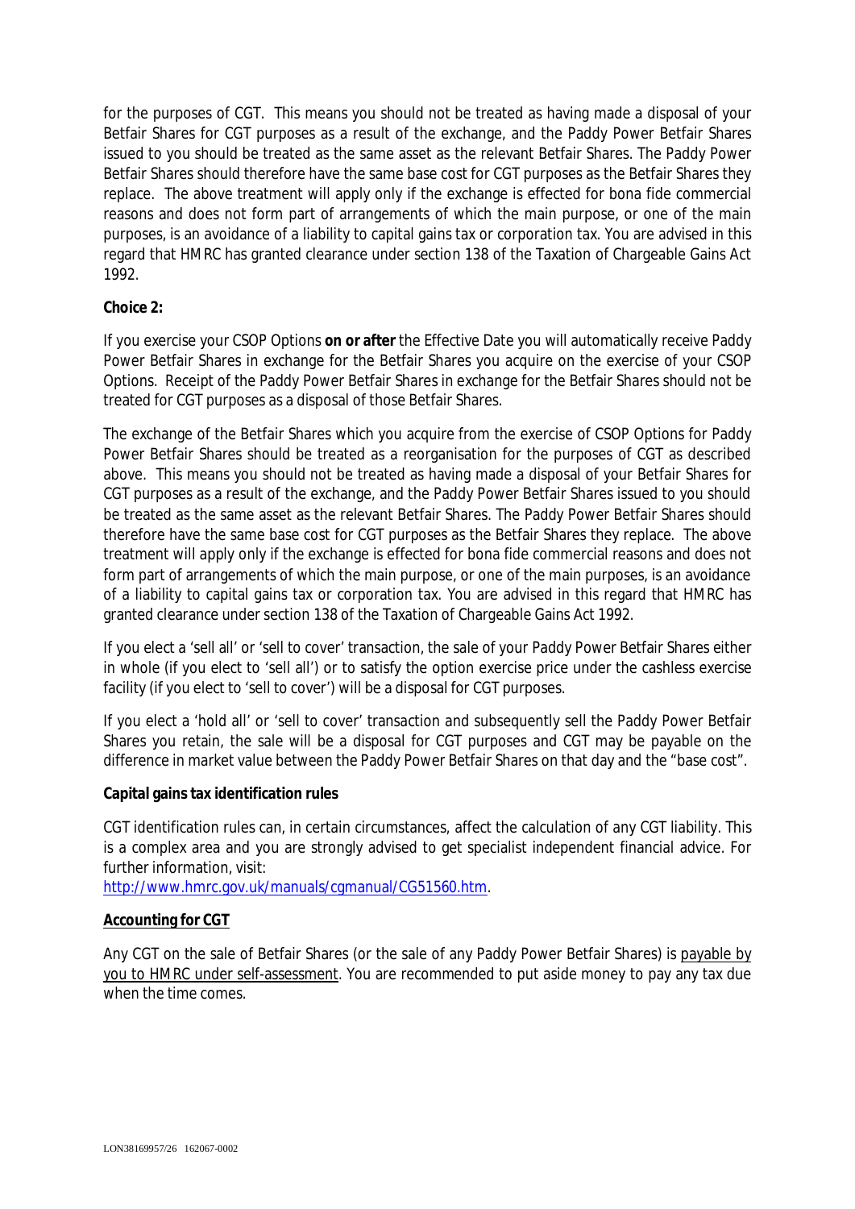for the purposes of CGT. This means you should not be treated as having made a disposal of your Betfair Shares for CGT purposes as a result of the exchange, and the Paddy Power Betfair Shares issued to you should be treated as the same asset as the relevant Betfair Shares. The Paddy Power Betfair Shares should therefore have the same base cost for CGT purposes as the Betfair Shares they replace. The above treatment will apply only if the exchange is effected for bona fide commercial reasons and does not form part of arrangements of which the main purpose, or one of the main purposes, is an avoidance of a liability to capital gains tax or corporation tax. You are advised in this regard that HMRC has granted clearance under section 138 of the Taxation of Chargeable Gains Act 1992.

**Choice 2:**

If you exercise your CSOP Options **on or after** the Effective Date you will automatically receive Paddy Power Betfair Shares in exchange for the Betfair Shares you acquire on the exercise of your CSOP Options. Receipt of the Paddy Power Betfair Shares in exchange for the Betfair Shares should not be treated for CGT purposes as a disposal of those Betfair Shares.

The exchange of the Betfair Shares which you acquire from the exercise of CSOP Options for Paddy Power Betfair Shares should be treated as a reorganisation for the purposes of CGT as described above. This means you should not be treated as having made a disposal of your Betfair Shares for CGT purposes as a result of the exchange, and the Paddy Power Betfair Shares issued to you should be treated as the same asset as the relevant Betfair Shares. The Paddy Power Betfair Shares should therefore have the same base cost for CGT purposes as the Betfair Shares they replace. The above treatment will apply only if the exchange is effected for bona fide commercial reasons and does not form part of arrangements of which the main purpose, or one of the main purposes, is an avoidance of a liability to capital gains tax or corporation tax. You are advised in this regard that HMRC has granted clearance under section 138 of the Taxation of Chargeable Gains Act 1992.

If you elect a 'sell all' or 'sell to cover' transaction, the sale of your Paddy Power Betfair Shares either in whole (if you elect to 'sell all') or to satisfy the option exercise price under the cashless exercise facility (if you elect to 'sell to cover') will be a disposal for CGT purposes.

If you elect a 'hold all' or 'sell to cover' transaction and subsequently sell the Paddy Power Betfair Shares you retain, the sale will be a disposal for CGT purposes and CGT may be payable on the difference in market value between the Paddy Power Betfair Shares on that day and the "base cost".

**Capital gains tax identification rules**

CGT identification rules can, in certain circumstances, affect the calculation of any CGT liability. This is a complex area and you are strongly advised to get specialist independent financial advice. For further information, visit:
http://www.hmrc.gov.uk/manuals/cgmanual/CG51560.htm.

**Accounting for CGT**

Any CGT on the sale of Betfair Shares (or the sale of any Paddy Power Betfair Shares) is payable by you to HMRC under self-assessment. You are recommended to put aside money to pay any tax due when the time comes.